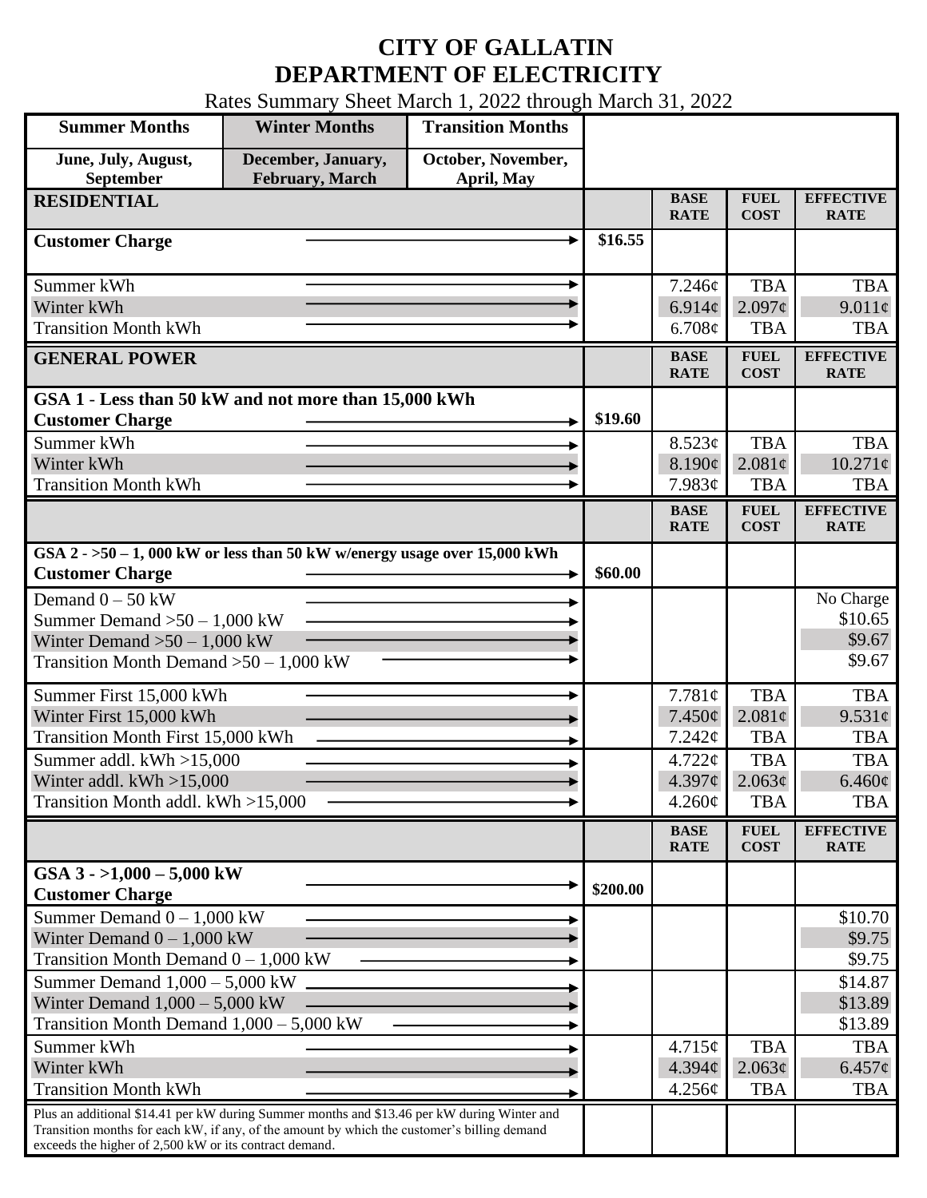# CITY OF GALLATIN
# DEPARTMENT OF ELECTRICITY

Rates Summary Sheet March 1, 2022 through March 31, 2022

| Summer Months | Winter Months | Transition Months |
|---|---|---|
| June, July, August, September | December, January, February, March | October, November, April, May |

| RESIDENTIAL | | BASE RATE | FUEL COST | EFFECTIVE RATE |
|---|---|---|---|---|
| **Customer Charge** | $16.55 | | | |
| Summer kWh | | 7.246¢ | TBA | TBA |
| Winter kWh | | 6.914¢ | 2.097¢ | 9.011¢ |
| Transition Month kWh | | 6.708¢ | TBA | TBA |

| GENERAL POWER | | BASE RATE | FUEL COST | EFFECTIVE RATE |
|---|---|---|---|---|
| **GSA 1 - Less than 50 kW and not more than 15,000 kWh** | | | | |
| **Customer Charge** | $19.60 | | | |
| Summer kWh | | 8.523¢ | TBA | TBA |
| Winter kWh | | 8.190¢ | 2.081¢ | 10.271¢ |
| Transition Month kWh | | 7.983¢ | TBA | TBA |

| | | BASE RATE | FUEL COST | EFFECTIVE RATE |
|---|---|---|---|---|
| **GSA 2 - >50 – 1, 000 kW or less than 50 kW w/energy usage over 15,000 kWh** | | | | |
| **Customer Charge** | $60.00 | | | |
| Demand 0 – 50 kW | | | | No Charge |
| Summer Demand >50 – 1,000 kW | | | | $10.65 |
| Winter Demand >50 – 1,000 kW | | | | $9.67 |
| Transition Month Demand >50 – 1,000 kW | | | | $9.67 |
| Summer First 15,000 kWh | | 7.781¢ | TBA | TBA |
| Winter First 15,000 kWh | | 7.450¢ | 2.081¢ | 9.531¢ |
| Transition Month First 15,000 kWh | | 7.242¢ | TBA | TBA |
| Summer addl. kWh >15,000 | | 4.722¢ | TBA | TBA |
| Winter addl. kWh >15,000 | | 4.397¢ | 2.063¢ | 6.460¢ |
| Transition Month addl. kWh >15,000 | | 4.260¢ | TBA | TBA |

| | | BASE RATE | FUEL COST | EFFECTIVE RATE |
|---|---|---|---|---|
| **GSA 3 - >1,000 – 5,000 kW** | | | | |
| **Customer Charge** | $200.00 | | | |
| Summer Demand 0 – 1,000 kW | | | | $10.70 |
| Winter Demand 0 – 1,000 kW | | | | $9.75 |
| Transition Month Demand 0 – 1,000 kW | | | | $9.75 |
| Summer Demand 1,000 – 5,000 kW | | | | $14.87 |
| Winter Demand 1,000 – 5,000 kW | | | | $13.89 |
| Transition Month Demand 1,000 – 5,000 kW | | | | $13.89 |
| Summer kWh | | 4.715¢ | TBA | TBA |
| Winter kWh | | 4.394¢ | 2.063¢ | 6.457¢ |
| Transition Month kWh | | 4.256¢ | TBA | TBA |
| Plus an additional $14.41 per kW during Summer months and $13.46 per kW during Winter and Transition months for each kW, if any, of the amount by which the customer's billing demand exceeds the higher of 2,500 kW or its contract demand. | | | | |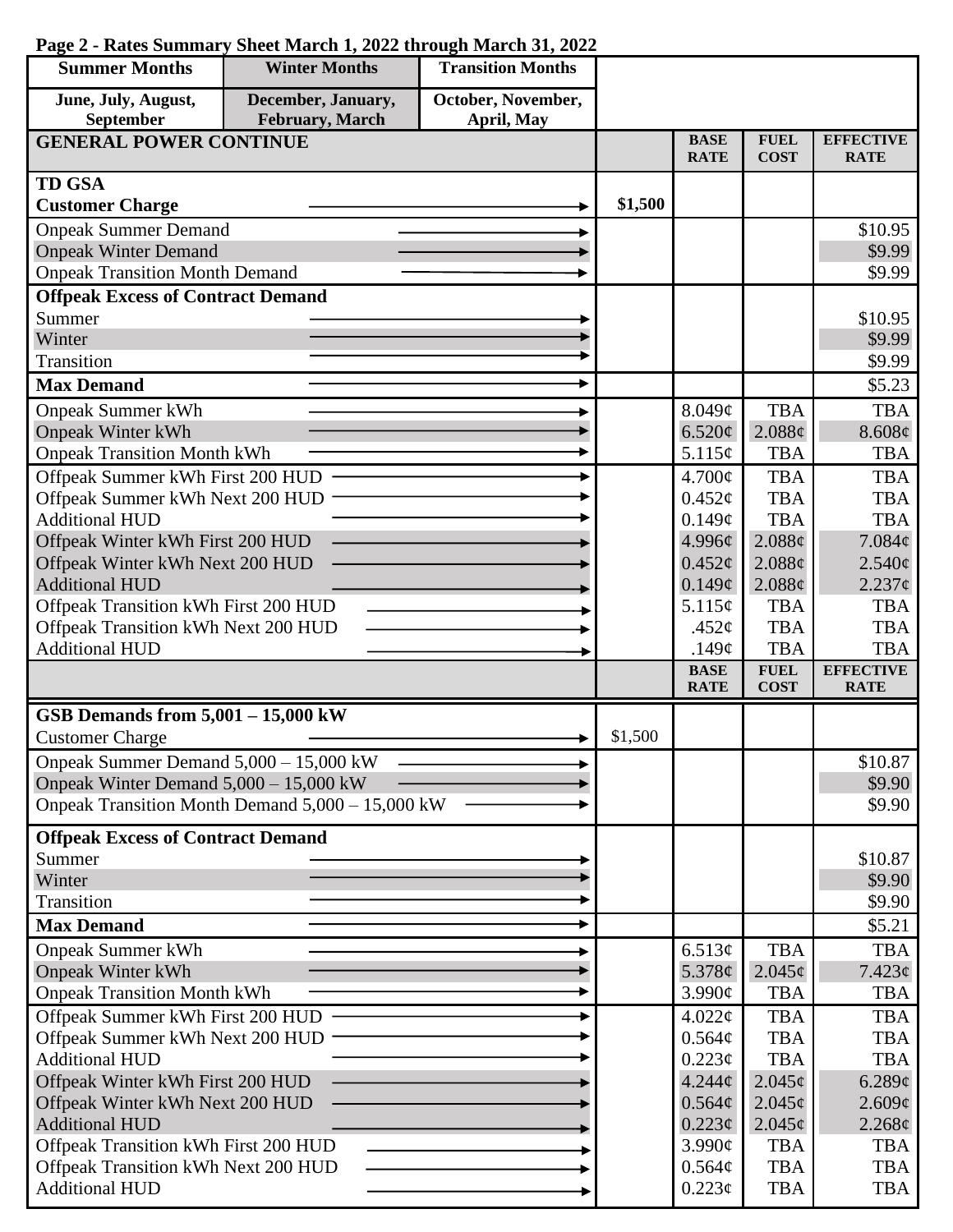**Page 2 - Rates Summary Sheet March 1, 2022 through March 31, 2022**

| Summer Months | Winter Months | Transition Months |
|---|---|---|
| June, July, August, September | December, January, February, March | October, November, April, May |

| GENERAL POWER CONTINUE | | BASE RATE | FUEL COST | EFFECTIVE RATE |
|---|---|---|---|---|
| **TD GSA** | | | | |
| **Customer Charge** | $1,500 | | | |
| Onpeak Summer Demand | | | | $10.95 |
| Onpeak Winter Demand | | | | $9.99 |
| Onpeak Transition Month Demand | | | | $9.99 |
| **Offpeak Excess of Contract Demand** | | | | |
| Summer | | | | $10.95 |
| Winter | | | | $9.99 |
| Transition | | | | $9.99 |
| **Max Demand** | | | | $5.23 |
| Onpeak Summer kWh | | 8.049¢ | TBA | TBA |
| Onpeak Winter kWh | | 6.520¢ | 2.088¢ | 8.608¢ |
| Onpeak Transition Month kWh | | 5.115¢ | TBA | TBA |
| Offpeak Summer kWh First 200 HUD | | 4.700¢ | TBA | TBA |
| Offpeak Summer kWh Next 200 HUD | | 0.452¢ | TBA | TBA |
| Additional HUD | | 0.149¢ | TBA | TBA |
| Offpeak Winter kWh First 200 HUD | | 4.996¢ | 2.088¢ | 7.084¢ |
| Offpeak Winter kWh Next 200 HUD | | 0.452¢ | 2.088¢ | 2.540¢ |
| Additional HUD | | 0.149¢ | 2.088¢ | 2.237¢ |
| Offpeak Transition kWh First 200 HUD | | 5.115¢ | TBA | TBA |
| Offpeak Transition kWh Next 200 HUD | | .452¢ | TBA | TBA |
| Additional HUD | | .149¢ | TBA | TBA |

| | | BASE RATE | FUEL COST | EFFECTIVE RATE |
|---|---|---|---|---|
| **GSB Demands from 5,001 – 15,000 kW** | | | | |
| Customer Charge | $1,500 | | | |
| Onpeak Summer Demand 5,000 – 15,000 kW | | | | $10.87 |
| Onpeak Winter Demand 5,000 – 15,000 kW | | | | $9.90 |
| Onpeak Transition Month Demand 5,000 – 15,000 kW | | | | $9.90 |
| **Offpeak Excess of Contract Demand** | | | | |
| Summer | | | | $10.87 |
| Winter | | | | $9.90 |
| Transition | | | | $9.90 |
| **Max Demand** | | | | $5.21 |
| Onpeak Summer kWh | | 6.513¢ | TBA | TBA |
| Onpeak Winter kWh | | 5.378¢ | 2.045¢ | 7.423¢ |
| Onpeak Transition Month kWh | | 3.990¢ | TBA | TBA |
| Offpeak Summer kWh First 200 HUD | | 4.022¢ | TBA | TBA |
| Offpeak Summer kWh Next 200 HUD | | 0.564¢ | TBA | TBA |
| Additional HUD | | 0.223¢ | TBA | TBA |
| Offpeak Winter kWh First 200 HUD | | 4.244¢ | 2.045¢ | 6.289¢ |
| Offpeak Winter kWh Next 200 HUD | | 0.564¢ | 2.045¢ | 2.609¢ |
| Additional HUD | | 0.223¢ | 2.045¢ | 2.268¢ |
| Offpeak Transition kWh First 200 HUD | | 3.990¢ | TBA | TBA |
| Offpeak Transition kWh Next 200 HUD | | 0.564¢ | TBA | TBA |
| Additional HUD | | 0.223¢ | TBA | TBA |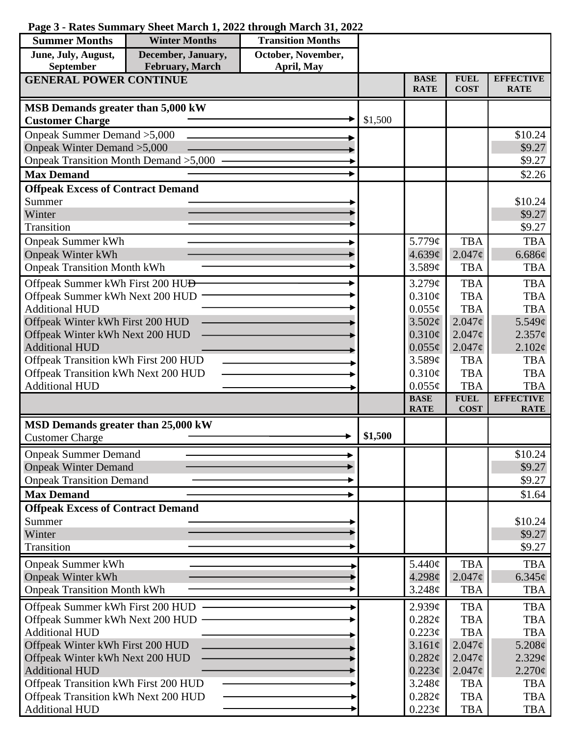**Page 3 - Rates Summary Sheet March 1, 2022 through March 31, 2022**

| Summer Months | Winter Months | Transition Months |
|---|---|---|
| June, July, August, September | December, January, February, March | October, November, April, May |

| GENERAL POWER CONTINUE | | BASE RATE | FUEL COST | EFFECTIVE RATE |
|---|---|---|---|---|
| **MSB Demands greater than 5,000 kW** | | | | |
| **Customer Charge** | $1,500 | | | |
| Onpeak Summer Demand >5,000 | | | | $10.24 |
| Onpeak Winter Demand >5,000 | | | | $9.27 |
| Onpeak Transition Month Demand >5,000 | | | | $9.27 |
| **Max Demand** | | | | $2.26 |
| **Offpeak Excess of Contract Demand** | | | | |
| Summer | | | | $10.24 |
| Winter | | | | $9.27 |
| Transition | | | | $9.27 |
| Onpeak Summer kWh | | 5.779¢ | TBA | TBA |
| Onpeak Winter kWh | | 4.639¢ | 2.047¢ | 6.686¢ |
| Onpeak Transition Month kWh | | 3.589¢ | TBA | TBA |
| Offpeak Summer kWh First 200 HUD | | 3.279¢ | TBA | TBA |
| Offpeak Summer kWh Next 200 HUD | | 0.310¢ | TBA | TBA |
| Additional HUD | | 0.055¢ | TBA | TBA |
| Offpeak Winter kWh First 200 HUD | | 3.502¢ | 2.047¢ | 5.549¢ |
| Offpeak Winter kWh Next 200 HUD | | 0.310¢ | 2.047¢ | 2.357¢ |
| Additional HUD | | 0.055¢ | 2.047¢ | 2.102¢ |
| Offpeak Transition kWh First 200 HUD | | 3.589¢ | TBA | TBA |
| Offpeak Transition kWh Next 200 HUD | | 0.310¢ | TBA | TBA |
| Additional HUD | | 0.055¢ | TBA | TBA |
| | | **BASE RATE** | **FUEL COST** | **EFFECTIVE RATE** |
| **MSD Demands greater than 25,000 kW** | | | | |
| Customer Charge | **$1,500** | | | |
| Onpeak Summer Demand | | | | $10.24 |
| Onpeak Winter Demand | | | | $9.27 |
| Onpeak Transition Demand | | | | $9.27 |
| **Max Demand** | | | | $1.64 |
| **Offpeak Excess of Contract Demand** | | | | |
| Summer | | | | $10.24 |
| Winter | | | | $9.27 |
| Transition | | | | $9.27 |
| Onpeak Summer kWh | | 5.440¢ | TBA | TBA |
| Onpeak Winter kWh | | 4.298¢ | 2.047¢ | 6.345¢ |
| Onpeak Transition Month kWh | | 3.248¢ | TBA | TBA |
| Offpeak Summer kWh First 200 HUD | | 2.939¢ | TBA | TBA |
| Offpeak Summer kWh Next 200 HUD | | 0.282¢ | TBA | TBA |
| Additional HUD | | 0.223¢ | TBA | TBA |
| Offpeak Winter kWh First 200 HUD | | 3.161¢ | 2.047¢ | 5.208¢ |
| Offpeak Winter kWh Next 200 HUD | | 0.282¢ | 2.047¢ | 2.329¢ |
| Additional HUD | | 0.223¢ | 2.047¢ | 2.270¢ |
| Offpeak Transition kWh First 200 HUD | | 3.248¢ | TBA | TBA |
| Offpeak Transition kWh Next 200 HUD | | 0.282¢ | TBA | TBA |
| Additional HUD | | 0.223¢ | TBA | TBA |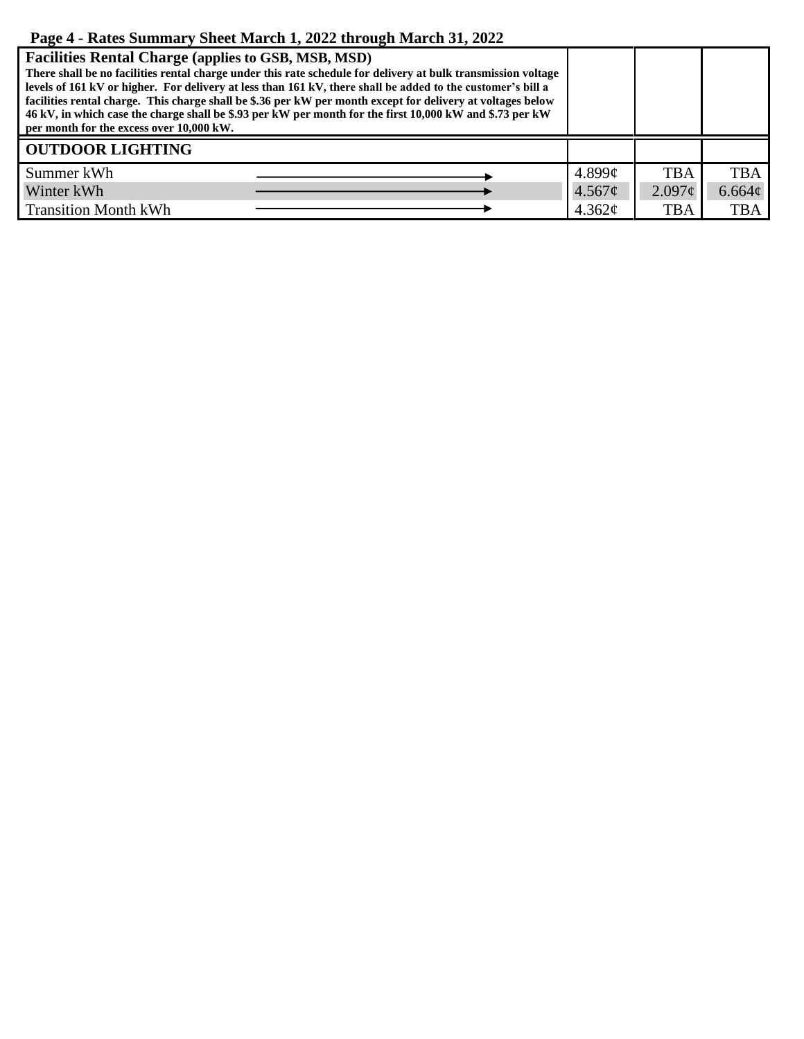## Page 4 - Rates Summary Sheet March 1, 2022 through March 31, 2022

| | | | |
|---|---|---|---|
| **Facilities Rental Charge (applies to GSB, MSB, MSD)**<br>**There shall be no facilities rental charge under this rate schedule for delivery at bulk transmission voltage levels of 161 kV or higher. For delivery at less than 161 kV, there shall be added to the customer's bill a facilities rental charge. This charge shall be $.36 per kW per month except for delivery at voltages below 46 kV, in which case the charge shall be $.93 per kW per month for the first 10,000 kW and $.73 per kW per month for the excess over 10,000 kW.** | | | |
| **OUTDOOR LIGHTING** | | | |
| Summer kWh → | 4.899¢ | TBA | TBA |
| Winter kWh → | 4.567¢ | 2.097¢ | 6.664¢ |
| Transition Month kWh → | 4.362¢ | TBA | TBA |